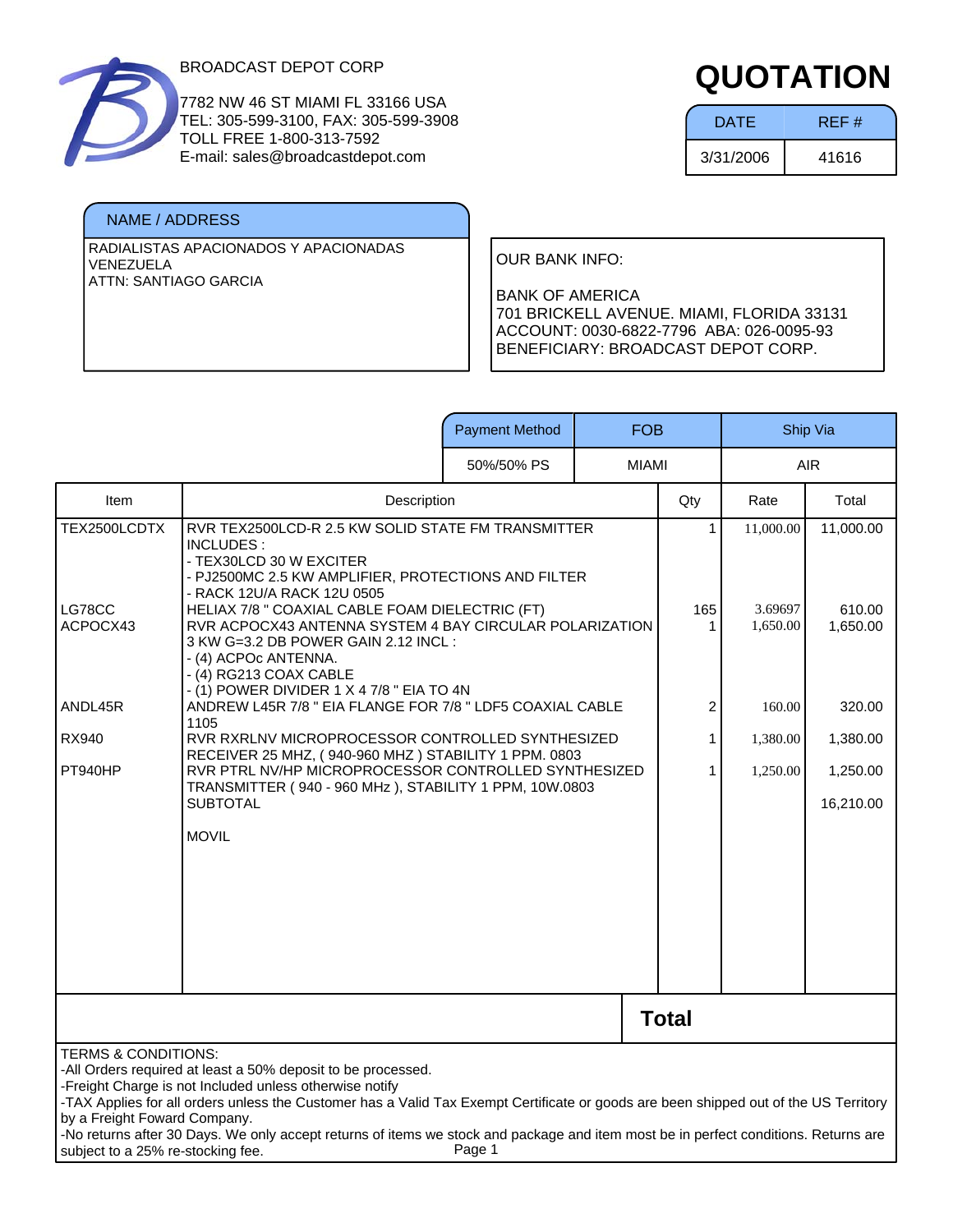BROADCAST DEPOT CORP

7782 NW 46 ST MIAMI FL 33166 USA
TEL: 305-599-3100, FAX: 305-599-3908
TOLL FREE 1-800-313-7592
E-mail: sales@broadcastdepot.com

# QUOTATION

| DATE | REF # |
|---|---|
| 3/31/2006 | 41616 |

**NAME / ADDRESS**

RADIALISTAS APACIONADOS Y APACIONADAS
VENEZUELA
ATTN: SANTIAGO GARCIA

OUR BANK INFO:

BANK OF AMERICA
701 BRICKELL AVENUE. MIAMI, FLORIDA 33131
ACCOUNT: 0030-6822-7796 ABA: 026-0095-93
BENEFICIARY: BROADCAST DEPOT CORP.

| Payment Method | FOB | Ship Via |
|---|---|---|
| 50%/50% PS | MIAMI | AIR |

| Item | Description | Qty | Rate | Total |
|---|---|---|---|---|
| TEX2500LCDTX | RVR TEX2500LCD-R 2.5 KW SOLID STATE FM TRANSMITTER INCLUDES :<br>- TEX30LCD 30 W EXCITER<br>- PJ2500MC 2.5 KW AMPLIFIER, PROTECTIONS AND FILTER<br>- RACK 12U/A RACK 12U 0505 | 1 | 11,000.00 | 11,000.00 |
| LG78CC | HELIAX 7/8 " COAXIAL CABLE FOAM DIELECTRIC (FT) | 165 | 3.69697 | 610.00 |
| ACPOCX43 | RVR ACPOCX43 ANTENNA SYSTEM 4 BAY CIRCULAR POLARIZATION 3 KW G=3.2 DB POWER GAIN 2.12 INCL :<br>- (4) ACPOc ANTENNA.<br>- (4) RG213 COAX CABLE<br>- (1) POWER DIVIDER 1 X 4 7/8 " EIA TO 4N | 1 | 1,650.00 | 1,650.00 |
| ANDL45R | ANDREW L45R 7/8 " EIA FLANGE FOR 7/8 " LDF5 COAXIAL CABLE 1105 | 2 | 160.00 | 320.00 |
| RX940 | RVR RXRLNV MICROPROCESSOR CONTROLLED SYNTHESIZED RECEIVER 25 MHZ, ( 940-960 MHZ ) STABILITY 1 PPM. 0803 | 1 | 1,380.00 | 1,380.00 |
| PT940HP | RVR PTRL NV/HP MICROPROCESSOR CONTROLLED SYNTHESIZED TRANSMITTER ( 940 - 960 MHz ), STABILITY 1 PPM, 10W.0803 | 1 | 1,250.00 | 1,250.00 |
| | SUBTOTAL | | | 16,210.00 |
| | MOVIL | | | |

**Total**

TERMS & CONDITIONS:
-All Orders required at least a 50% deposit to be processed.
-Freight Charge is not Included unless otherwise notify
-TAX Applies for all orders unless the Customer has a Valid Tax Exempt Certificate or goods are been shipped out of the US Territory by a Freight Foward Company.
-No returns after 30 Days. We only accept returns of items we stock and package and item most be in perfect conditions. Returns are subject to a 25% re-stocking fee.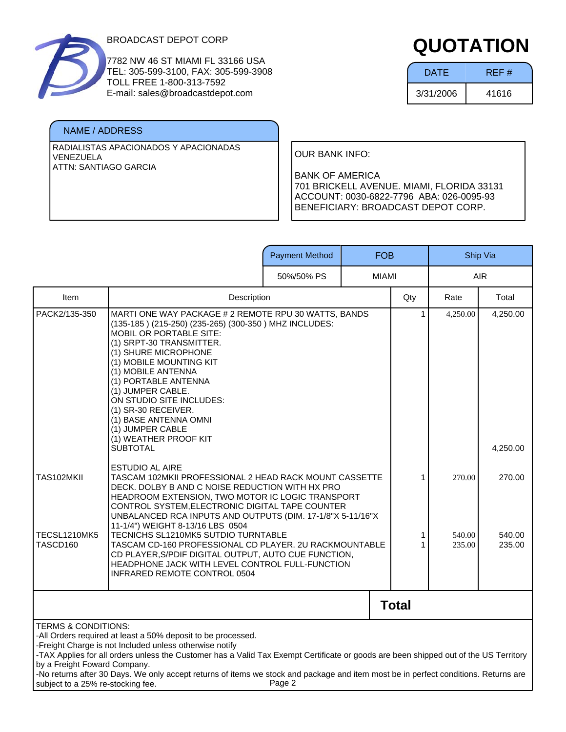BROADCAST DEPOT CORP

7782 NW 46 ST MIAMI FL 33166 USA
TEL: 305-599-3100, FAX: 305-599-3908
TOLL FREE 1-800-313-7592
E-mail: sales@broadcastdepot.com

# QUOTATION

| DATE | REF # |
|---|---|
| 3/31/2006 | 41616 |

**NAME / ADDRESS**

RADIALISTAS APACIONADOS Y APACIONADAS
VENEZUELA
ATTN: SANTIAGO GARCIA

OUR BANK INFO:

BANK OF AMERICA
701 BRICKELL AVENUE. MIAMI, FLORIDA 33131
ACCOUNT: 0030-6822-7796 ABA: 026-0095-93
BENEFICIARY: BROADCAST DEPOT CORP.

| Payment Method | FOB | Ship Via |
|---|---|---|
| 50%/50% PS | MIAMI | AIR |

| Item | Description | Qty | Rate | Total |
|---|---|---|---|---|
| PACK2/135-350 | MARTI ONE WAY PACKAGE # 2 REMOTE RPU 30 WATTS, BANDS (135-185 ) (215-250) (235-265) (300-350 ) MHZ INCLUDES:<br>MOBIL OR PORTABLE SITE:<br>(1) SRPT-30 TRANSMITTER.<br>(1) SHURE MICROPHONE<br>(1) MOBILE MOUNTING KIT<br>(1) MOBILE ANTENNA<br>(1) PORTABLE ANTENNA<br>(1) JUMPER CABLE.<br>ON STUDIO SITE INCLUDES:<br>(1) SR-30 RECEIVER.<br>(1) BASE ANTENNA OMNI<br>(1) JUMPER CABLE<br>(1) WEATHER PROOF KIT | 1 | 4,250.00 | 4,250.00 |
| | SUBTOTAL | | | 4,250.00 |
| | ESTUDIO AL AIRE | | | |
| TAS102MKII | TASCAM 102MKII PROFESSIONAL 2 HEAD RACK MOUNT CASSETTE DECK. DOLBY B AND C NOISE REDUCTION WITH HX PRO HEADROOM EXTENSION, TWO MOTOR IC LOGIC TRANSPORT CONTROL SYSTEM,ELECTRONIC DIGITAL TAPE COUNTER UNBALANCED RCA INPUTS AND OUTPUTS (DIM. 17-1/8"X 5-11/16"X 11-1/4") WEIGHT 8-13/16 LBS 0504 | 1 | 270.00 | 270.00 |
| TECSL1210MK5 | TECNICHS SL1210MK5 SUTDIO TURNTABLE | 1 | 540.00 | 540.00 |
| TASCD160 | TASCAM CD-160 PROFESSIONAL CD PLAYER. 2U RACKMOUNTABLE CD PLAYER,S/PDIF DIGITAL OUTPUT, AUTO CUE FUNCTION, HEADPHONE JACK WITH LEVEL CONTROL FULL-FUNCTION INFRARED REMOTE CONTROL 0504 | 1 | 235.00 | 235.00 |

**Total**

TERMS & CONDITIONS:
-All Orders required at least a 50% deposit to be processed.
-Freight Charge is not Included unless otherwise notify
-TAX Applies for all orders unless the Customer has a Valid Tax Exempt Certificate or goods are been shipped out of the US Territory by a Freight Foward Company.
-No returns after 30 Days. We only accept returns of items we stock and package and item most be in perfect conditions. Returns are subject to a 25% re-stocking fee.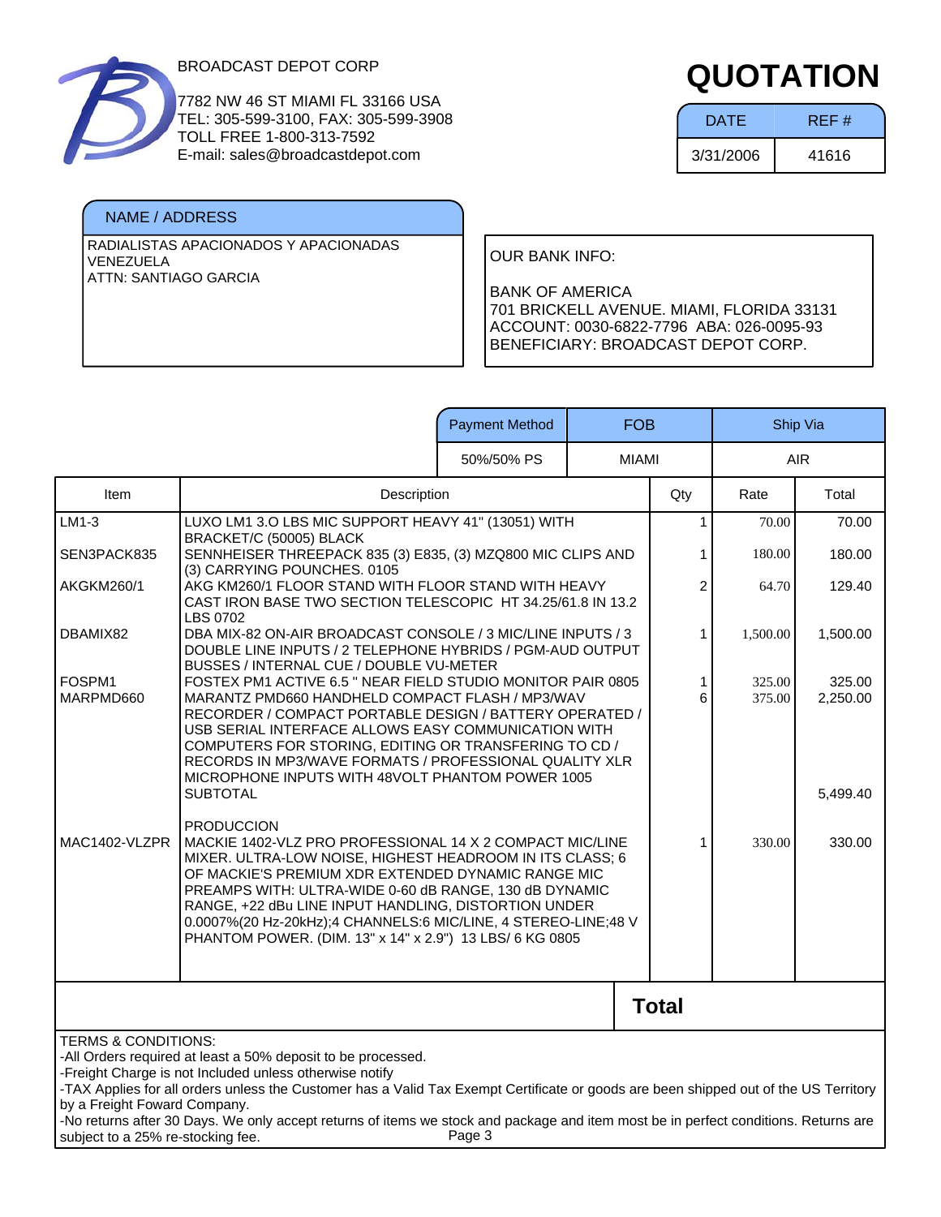BROADCAST DEPOT CORP

7782 NW 46 ST MIAMI FL 33166 USA
TEL: 305-599-3100, FAX: 305-599-3908
TOLL FREE 1-800-313-7592
E-mail: sales@broadcastdepot.com

# QUOTATION

| DATE | REF # |
| --- | --- |
| 3/31/2006 | 41616 |

**NAME / ADDRESS**

RADIALISTAS APACIONADOS Y APACIONADAS
VENEZUELA
ATTN: SANTIAGO GARCIA

OUR BANK INFO:

BANK OF AMERICA
701 BRICKELL AVENUE. MIAMI, FLORIDA 33131
ACCOUNT: 0030-6822-7796 ABA: 026-0095-93
BENEFICIARY: BROADCAST DEPOT CORP.

| Payment Method | FOB | Ship Via |
| --- | --- | --- |
| 50%/50% PS | MIAMI | AIR |

| Item | Description | Qty | Rate | Total |
| --- | --- | --- | --- | --- |
| LM1-3 | LUXO LM1 3.O LBS MIC SUPPORT HEAVY 41" (13051) WITH BRACKET/C (50005) BLACK | 1 | 70.00 | 70.00 |
| SEN3PACK835 | SENNHEISER THREEPACK 835 (3) E835, (3) MZQ800 MIC CLIPS AND (3) CARRYING POUNCHES. 0105 | 1 | 180.00 | 180.00 |
| AKGKM260/1 | AKG KM260/1 FLOOR STAND WITH FLOOR STAND WITH HEAVY CAST IRON BASE TWO SECTION TELESCOPIC HT 34.25/61.8 IN 13.2 LBS 0702 | 2 | 64.70 | 129.40 |
| DBAMIX82 | DBA MIX-82 ON-AIR BROADCAST CONSOLE / 3 MIC/LINE INPUTS / 3 DOUBLE LINE INPUTS / 2 TELEPHONE HYBRIDS / PGM-AUD OUTPUT BUSSES / INTERNAL CUE / DOUBLE VU-METER | 1 | 1,500.00 | 1,500.00 |
| FOSPM1 | FOSTEX PM1 ACTIVE 6.5 " NEAR FIELD STUDIO MONITOR PAIR 0805 | 1 | 325.00 | 325.00 |
| MARPMD660 | MARANTZ PMD660 HANDHELD COMPACT FLASH / MP3/WAV RECORDER / COMPACT PORTABLE DESIGN / BATTERY OPERATED / USB SERIAL INTERFACE ALLOWS EASY COMMUNICATION WITH COMPUTERS FOR STORING, EDITING OR TRANSFERING TO CD / RECORDS IN MP3/WAVE FORMATS / PROFESSIONAL QUALITY XLR MICROPHONE INPUTS WITH 48VOLT PHANTOM POWER 1005 | 6 | 375.00 | 2,250.00 |
| | SUBTOTAL | | | 5,499.40 |
| | PRODUCCION | | | |
| MAC1402-VLZPR | MACKIE 1402-VLZ PRO PROFESSIONAL 14 X 2 COMPACT MIC/LINE MIXER. ULTRA-LOW NOISE, HIGHEST HEADROOM IN ITS CLASS; 6 OF MACKIE'S PREMIUM XDR EXTENDED DYNAMIC RANGE MIC PREAMPS WITH: ULTRA-WIDE 0-60 dB RANGE, 130 dB DYNAMIC RANGE, +22 dBu LINE INPUT HANDLING, DISTORTION UNDER 0.0007%(20 Hz-20kHz);4 CHANNELS:6 MIC/LINE, 4 STEREO-LINE;48 V PHANTOM POWER. (DIM. 13" x 14" x 2.9") 13 LBS/ 6 KG 0805 | 1 | 330.00 | 330.00 |
| | | | **Total** | |

TERMS & CONDITIONS:
-All Orders required at least a 50% deposit to be processed.
-Freight Charge is not Included unless otherwise notify
-TAX Applies for all orders unless the Customer has a Valid Tax Exempt Certificate or goods are been shipped out of the US Territory by a Freight Foward Company.
-No returns after 30 Days. We only accept returns of items we stock and package and item most be in perfect conditions. Returns are subject to a 25% re-stocking fee.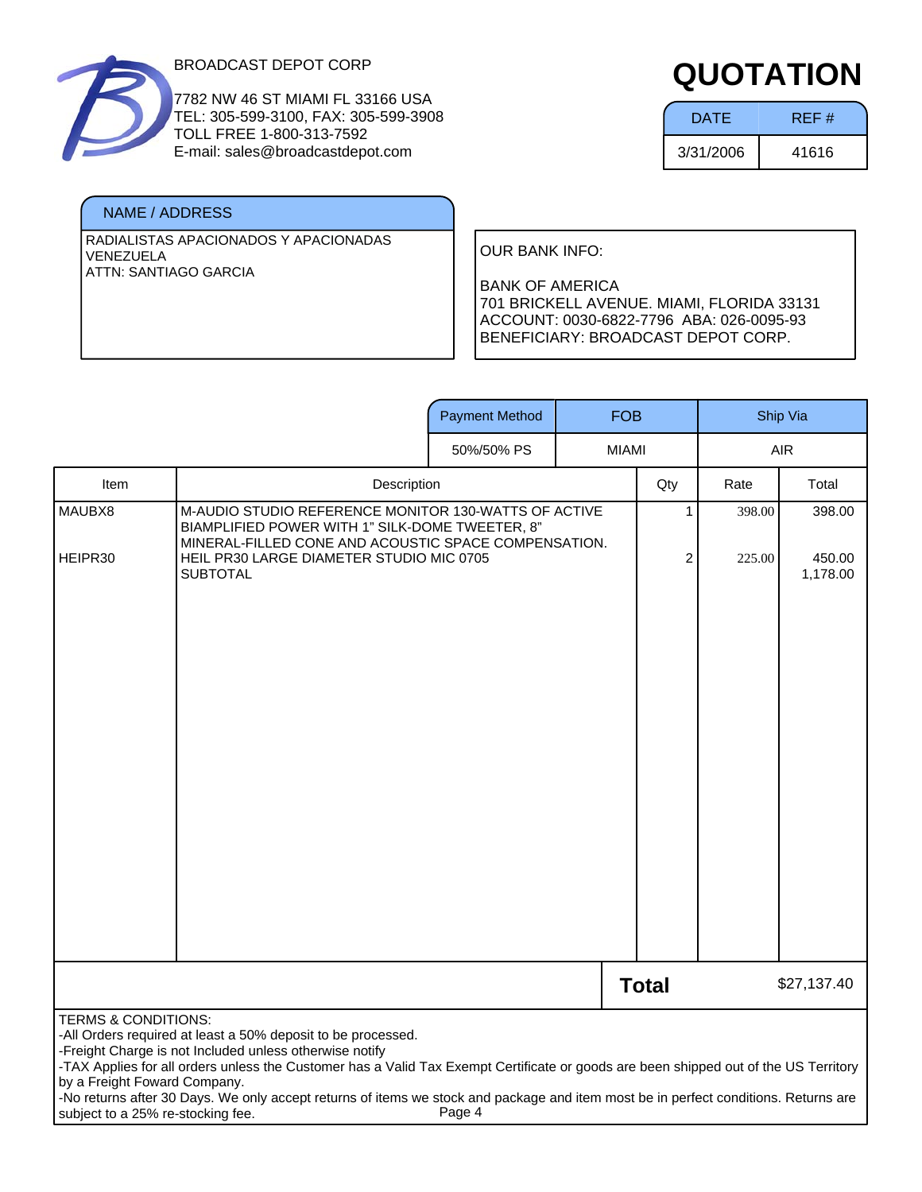BROADCAST DEPOT CORP

7782 NW 46 ST MIAMI FL 33166 USA
TEL: 305-599-3100, FAX: 305-599-3908
TOLL FREE 1-800-313-7592
E-mail: sales@broadcastdepot.com

# QUOTATION

| DATE | REF # |
|---|---|
| 3/31/2006 | 41616 |

**NAME / ADDRESS**

RADIALISTAS APACIONADOS Y APACIONADAS
VENEZUELA
ATTN: SANTIAGO GARCIA

OUR BANK INFO:

BANK OF AMERICA
701 BRICKELL AVENUE. MIAMI, FLORIDA 33131
ACCOUNT: 0030-6822-7796 ABA: 026-0095-93
BENEFICIARY: BROADCAST DEPOT CORP.

| Payment Method | FOB | Ship Via |
|---|---|---|
| 50%/50% PS | MIAMI | AIR |

| Item | Description | Qty | Rate | Total |
|---|---|---|---|---|
| MAUBX8 | M-AUDIO STUDIO REFERENCE MONITOR 130-WATTS OF ACTIVE BIAMPLIFIED POWER WITH 1" SILK-DOME TWEETER, 8" MINERAL-FILLED CONE AND ACOUSTIC SPACE COMPENSATION. | 1 | 398.00 | 398.00 |
| HEIPR30 | HEIL PR30 LARGE DIAMETER STUDIO MIC 0705 | 2 | 225.00 | 450.00 |
| | SUBTOTAL | | | 1,178.00 |

**Total** $27,137.40

TERMS & CONDITIONS:
-All Orders required at least a 50% deposit to be processed.
-Freight Charge is not Included unless otherwise notify
-TAX Applies for all orders unless the Customer has a Valid Tax Exempt Certificate or goods are been shipped out of the US Territory by a Freight Foward Company.
-No returns after 30 Days. We only accept returns of items we stock and package and item most be in perfect conditions. Returns are subject to a 25% re-stocking fee.